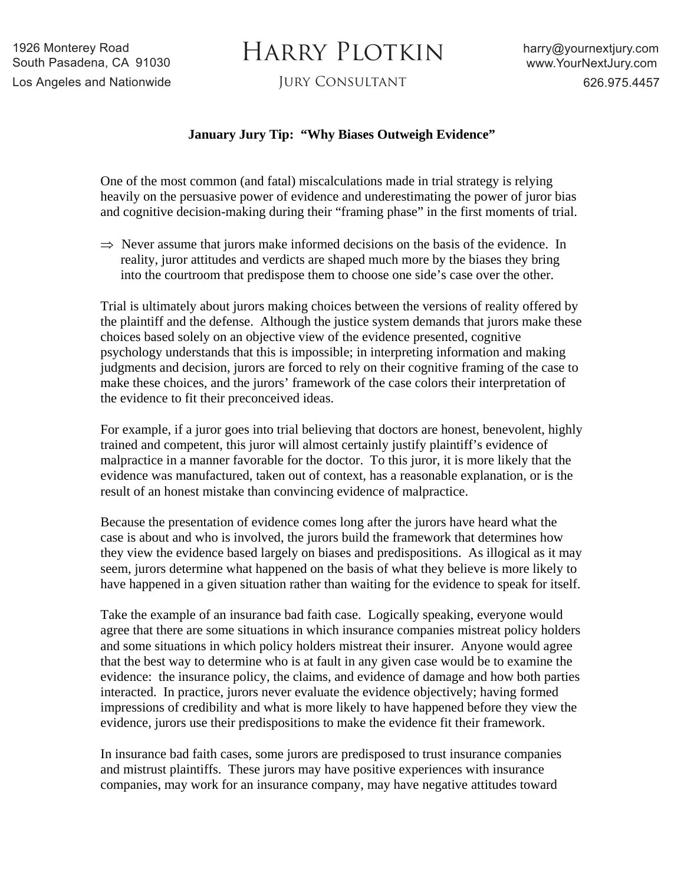1926 Monterey Road
South Pasadena, CA 91030
Los Angeles and Nationwide

# Harry Plotkin

Jury Consultant

harry@yournextjury.com
www.YourNextJury.com
626.975.4457

**January Jury Tip: "Why Biases Outweigh Evidence"**

One of the most common (and fatal) miscalculations made in trial strategy is relying heavily on the persuasive power of evidence and underestimating the power of juror bias and cognitive decision-making during their "framing phase" in the first moments of trial.

⇒ Never assume that jurors make informed decisions on the basis of the evidence. In reality, juror attitudes and verdicts are shaped much more by the biases they bring into the courtroom that predispose them to choose one side's case over the other.

Trial is ultimately about jurors making choices between the versions of reality offered by the plaintiff and the defense. Although the justice system demands that jurors make these choices based solely on an objective view of the evidence presented, cognitive psychology understands that this is impossible; in interpreting information and making judgments and decision, jurors are forced to rely on their cognitive framing of the case to make these choices, and the jurors' framework of the case colors their interpretation of the evidence to fit their preconceived ideas.

For example, if a juror goes into trial believing that doctors are honest, benevolent, highly trained and competent, this juror will almost certainly justify plaintiff's evidence of malpractice in a manner favorable for the doctor. To this juror, it is more likely that the evidence was manufactured, taken out of context, has a reasonable explanation, or is the result of an honest mistake than convincing evidence of malpractice.

Because the presentation of evidence comes long after the jurors have heard what the case is about and who is involved, the jurors build the framework that determines how they view the evidence based largely on biases and predispositions. As illogical as it may seem, jurors determine what happened on the basis of what they believe is more likely to have happened in a given situation rather than waiting for the evidence to speak for itself.

Take the example of an insurance bad faith case. Logically speaking, everyone would agree that there are some situations in which insurance companies mistreat policy holders and some situations in which policy holders mistreat their insurer. Anyone would agree that the best way to determine who is at fault in any given case would be to examine the evidence: the insurance policy, the claims, and evidence of damage and how both parties interacted. In practice, jurors never evaluate the evidence objectively; having formed impressions of credibility and what is more likely to have happened before they view the evidence, jurors use their predispositions to make the evidence fit their framework.

In insurance bad faith cases, some jurors are predisposed to trust insurance companies and mistrust plaintiffs. These jurors may have positive experiences with insurance companies, may work for an insurance company, may have negative attitudes toward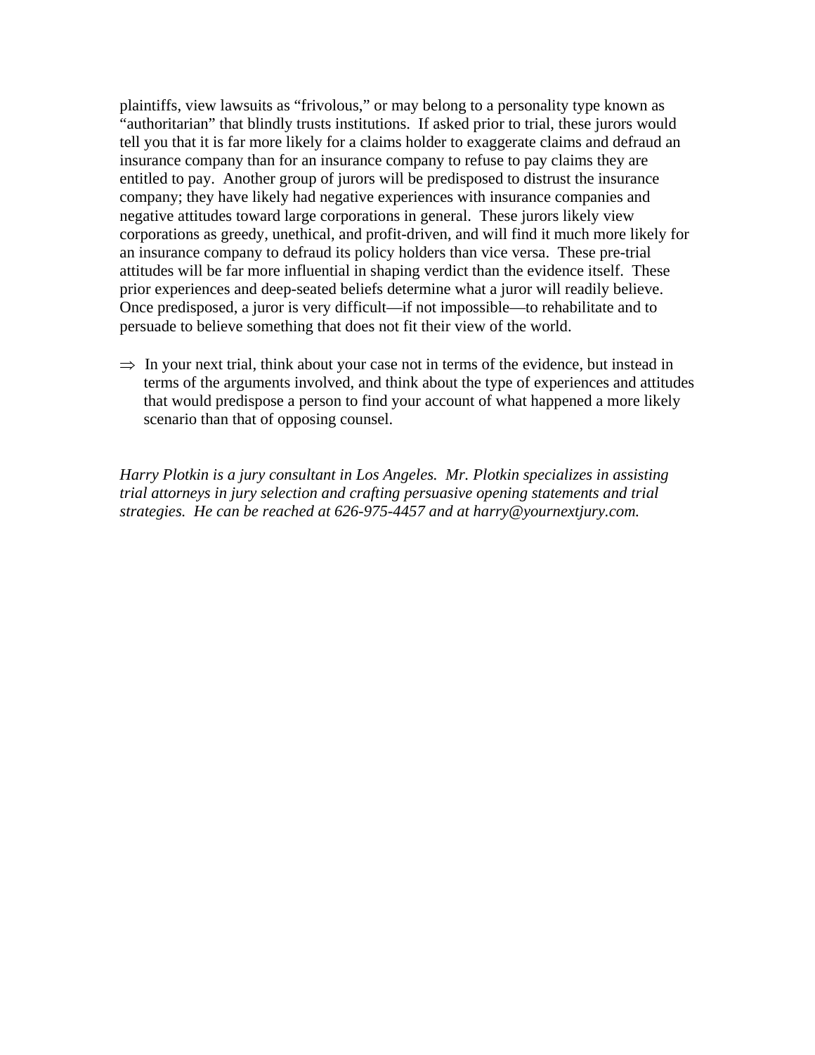plaintiffs, view lawsuits as "frivolous," or may belong to a personality type known as "authoritarian" that blindly trusts institutions. If asked prior to trial, these jurors would tell you that it is far more likely for a claims holder to exaggerate claims and defraud an insurance company than for an insurance company to refuse to pay claims they are entitled to pay. Another group of jurors will be predisposed to distrust the insurance company; they have likely had negative experiences with insurance companies and negative attitudes toward large corporations in general. These jurors likely view corporations as greedy, unethical, and profit-driven, and will find it much more likely for an insurance company to defraud its policy holders than vice versa. These pre-trial attitudes will be far more influential in shaping verdict than the evidence itself. These prior experiences and deep-seated beliefs determine what a juror will readily believe. Once predisposed, a juror is very difficult—if not impossible—to rehabilitate and to persuade to believe something that does not fit their view of the world.

⇒ In your next trial, think about your case not in terms of the evidence, but instead in terms of the arguments involved, and think about the type of experiences and attitudes that would predispose a person to find your account of what happened a more likely scenario than that of opposing counsel.

*Harry Plotkin is a jury consultant in Los Angeles. Mr. Plotkin specializes in assisting trial attorneys in jury selection and crafting persuasive opening statements and trial strategies. He can be reached at 626-975-4457 and at harry@yournextjury.com.*